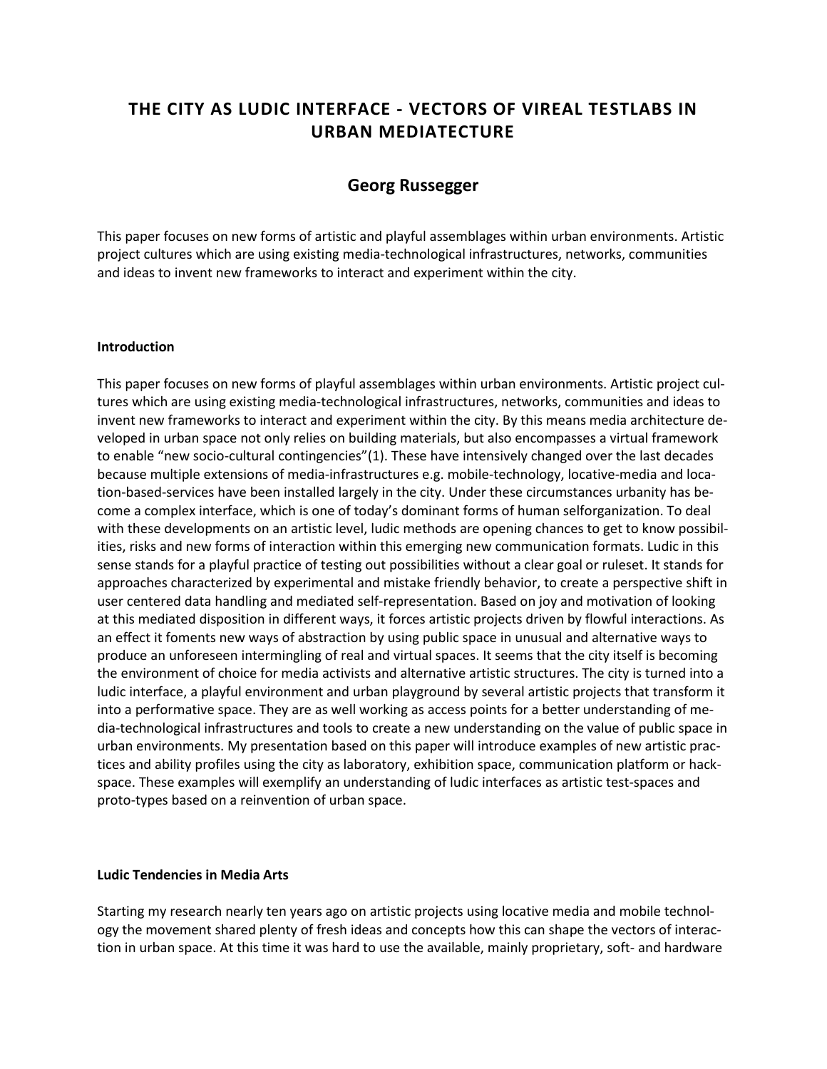# THE CITY AS LUDIC INTERFACE - VECTORS OF VIREAL TESTLABS IN URBAN MEDIATECTURE

## Georg Russegger

This paper focuses on new forms of artistic and playful assemblages within urban environments. Artistic project cultures which are using existing media-technological infrastructures, networks, communities and ideas to invent new frameworks to interact and experiment within the city.

### Introduction

This paper focuses on new forms of playful assemblages within urban environments. Artistic project cultures which are using existing media-technological infrastructures, networks, communities and ideas to invent new frameworks to interact and experiment within the city. By this means media architecture developed in urban space not only relies on building materials, but also encompasses a virtual framework to enable "new socio-cultural contingencies"(1). These have intensively changed over the last decades because multiple extensions of media-infrastructures e.g. mobile-technology, locative-media and location-based-services have been installed largely in the city. Under these circumstances urbanity has become a complex interface, which is one of today's dominant forms of human selforganization. To deal with these developments on an artistic level, ludic methods are opening chances to get to know possibilities, risks and new forms of interaction within this emerging new communication formats. Ludic in this sense stands for a playful practice of testing out possibilities without a clear goal or ruleset. It stands for approaches characterized by experimental and mistake friendly behavior, to create a perspective shift in user centered data handling and mediated self-representation. Based on joy and motivation of looking at this mediated disposition in different ways, it forces artistic projects driven by flowful interactions. As an effect it foments new ways of abstraction by using public space in unusual and alternative ways to produce an unforeseen intermingling of real and virtual spaces. It seems that the city itself is becoming the environment of choice for media activists and alternative artistic structures. The city is turned into a ludic interface, a playful environment and urban playground by several artistic projects that transform it into a performative space. They are as well working as access points for a better understanding of media-technological infrastructures and tools to create a new understanding on the value of public space in urban environments. My presentation based on this paper will introduce examples of new artistic practices and ability profiles using the city as laboratory, exhibition space, communication platform or hackspace. These examples will exemplify an understanding of ludic interfaces as artistic test-spaces and proto-types based on a reinvention of urban space.

### Ludic Tendencies in Media Arts

Starting my research nearly ten years ago on artistic projects using locative media and mobile technology the movement shared plenty of fresh ideas and concepts how this can shape the vectors of interaction in urban space. At this time it was hard to use the available, mainly proprietary, soft- and hardware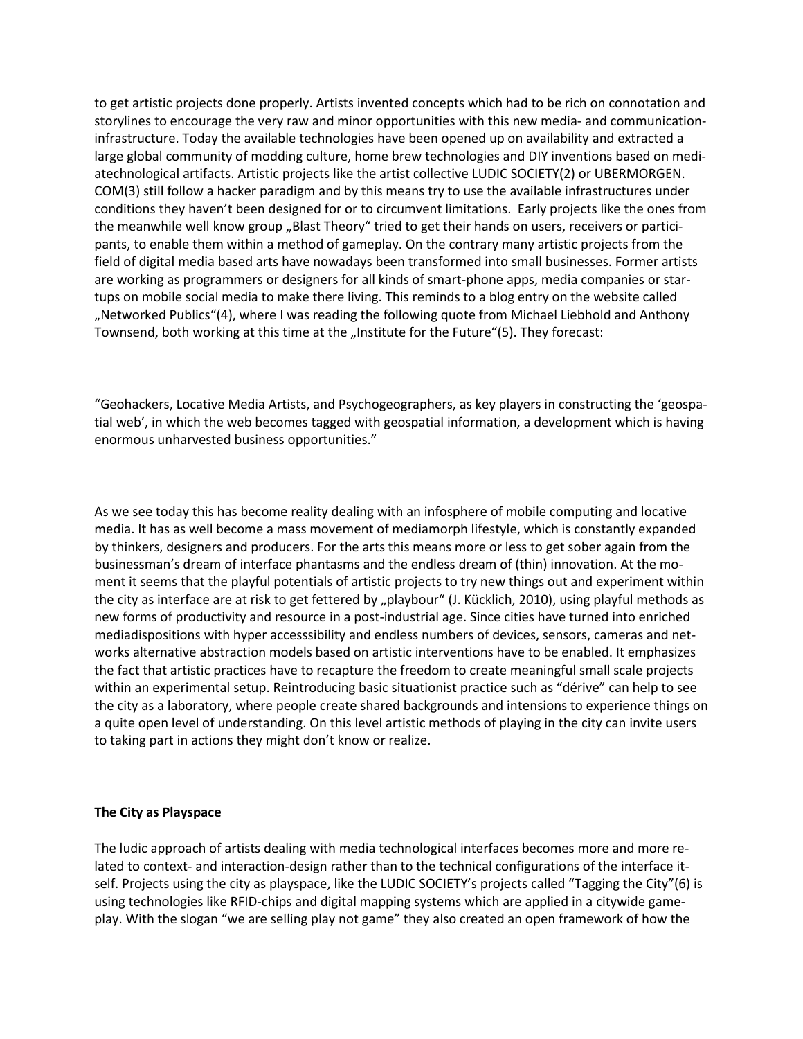to get artistic projects done properly. Artists invented concepts which had to be rich on connotation and storylines to encourage the very raw and minor opportunities with this new media- and communication-infrastructure. Today the available technologies have been opened up on availability and extracted a large global community of modding culture, home brew technologies and DIY inventions based on mediatechnological artifacts. Artistic projects like the artist collective LUDIC SOCIETY(2) or UBERMORGEN.COM(3) still follow a hacker paradigm and by this means try to use the available infrastructures under conditions they haven't been designed for or to circumvent limitations. Early projects like the ones from the meanwhile well know group „Blast Theory" tried to get their hands on users, receivers or participants, to enable them within a method of gameplay. On the contrary many artistic projects from the field of digital media based arts have nowadays been transformed into small businesses. Former artists are working as programmers or designers for all kinds of smart-phone apps, media companies or start-tups on mobile social media to make there living. This reminds to a blog entry on the website called „Networked Publics"(4), where I was reading the following quote from Michael Liebhold and Anthony Townsend, both working at this time at the „Institute for the Future"(5). They forecast:

"Geohackers, Locative Media Artists, and Psychogeographers, as key players in constructing the 'geospatial web', in which the web becomes tagged with geospatial information, a development which is having enormous unharvested business opportunities."

As we see today this has become reality dealing with an infosphere of mobile computing and locative media. It has as well become a mass movement of mediamorph lifestyle, which is constantly expanded by thinkers, designers and producers. For the arts this means more or less to get sober again from the businessman's dream of interface phantasms and the endless dream of (thin) innovation. At the moment it seems that the playful potentials of artistic projects to try new things out and experiment within the city as interface are at risk to get fettered by „playbour" (J. Kücklich, 2010), using playful methods as new forms of productivity and resource in a post-industrial age. Since cities have turned into enriched mediadispositions with hyper accesssibility and endless numbers of devices, sensors, cameras and networks alternative abstraction models based on artistic interventions have to be enabled. It emphasizes the fact that artistic practices have to recapture the freedom to create meaningful small scale projects within an experimental setup. Reintroducing basic situationist practice such as "dérive" can help to see the city as a laboratory, where people create shared backgrounds and intensions to experience things on a quite open level of understanding. On this level artistic methods of playing in the city can invite users to taking part in actions they might don't know or realize.

**The City as Playspace**

The ludic approach of artists dealing with media technological interfaces becomes more and more related to context- and interaction-design rather than to the technical configurations of the interface itself. Projects using the city as playspace, like the LUDIC SOCIETY's projects called "Tagging the City"(6) is using technologies like RFID-chips and digital mapping systems which are applied in a citywide gameplay. With the slogan "we are selling play not game" they also created an open framework of how the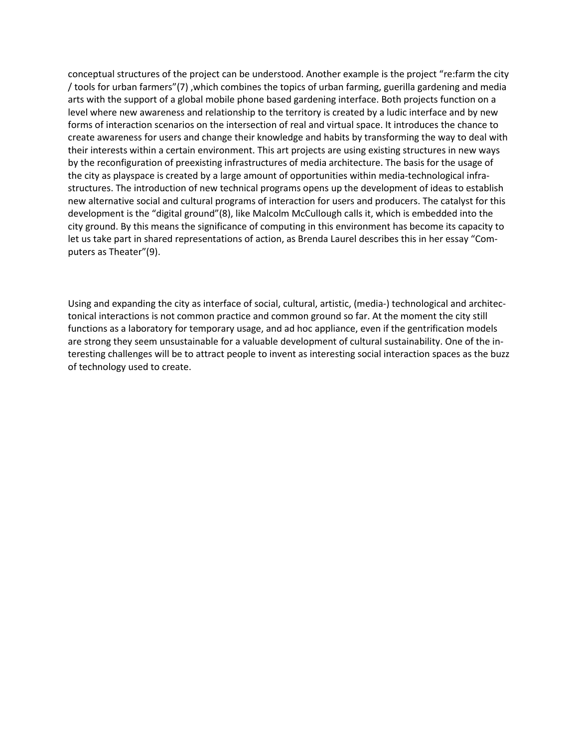conceptual structures of the project can be understood. Another example is the project "re:farm the city / tools for urban farmers"(7) ,which combines the topics of urban farming, guerilla gardening and media arts with the support of a global mobile phone based gardening interface. Both projects function on a level where new awareness and relationship to the territory is created by a ludic interface and by new forms of interaction scenarios on the intersection of real and virtual space. It introduces the chance to create awareness for users and change their knowledge and habits by transforming the way to deal with their interests within a certain environment. This art projects are using existing structures in new ways by the reconfiguration of preexisting infrastructures of media architecture. The basis for the usage of the city as playspace is created by a large amount of opportunities within media-technological infrastructures. The introduction of new technical programs opens up the development of ideas to establish new alternative social and cultural programs of interaction for users and producers. The catalyst for this development is the "digital ground"(8), like Malcolm McCullough calls it, which is embedded into the city ground. By this means the significance of computing in this environment has become its capacity to let us take part in shared representations of action, as Brenda Laurel describes this in her essay "Computers as Theater"(9).

Using and expanding the city as interface of social, cultural, artistic, (media-) technological and architectonical interactions is not common practice and common ground so far. At the moment the city still functions as a laboratory for temporary usage, and ad hoc appliance, even if the gentrification models are strong they seem unsustainable for a valuable development of cultural sustainability. One of the interesting challenges will be to attract people to invent as interesting social interaction spaces as the buzz of technology used to create.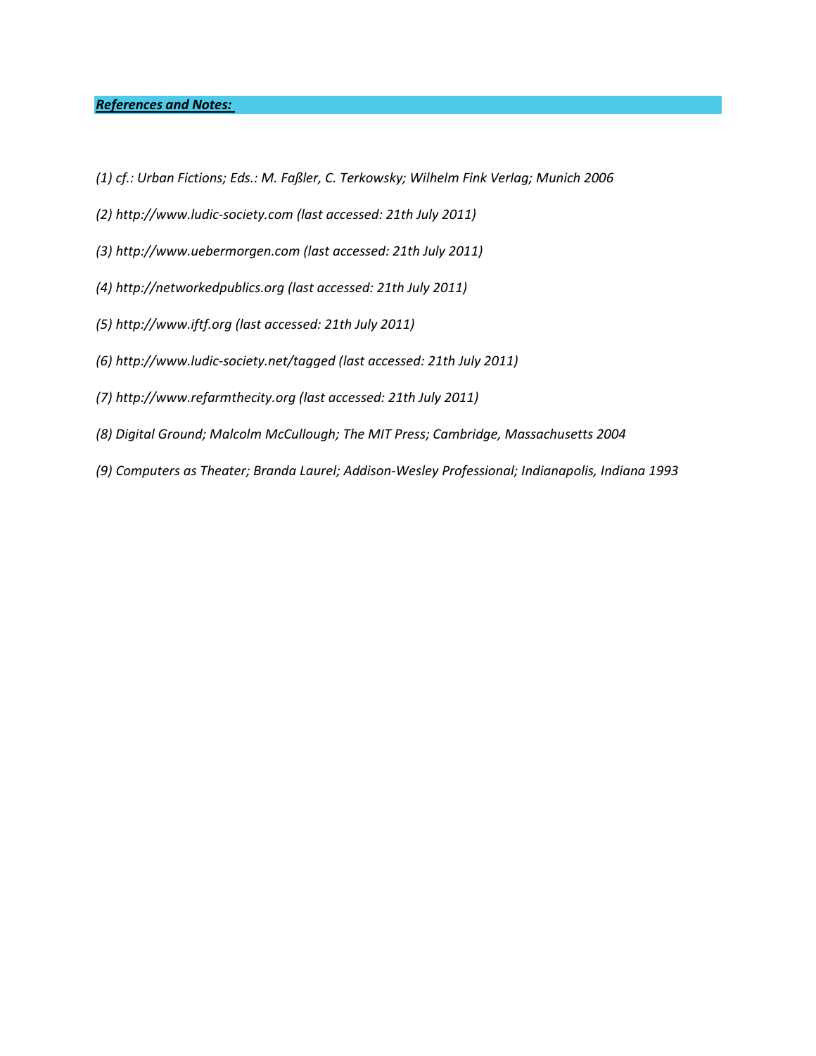***References and Notes:***

*(1) cf.: Urban Fictions; Eds.: M. Faßler, C. Terkowsky; Wilhelm Fink Verlag; Munich 2006*

*(2) http://www.ludic-society.com (last accessed: 21th July 2011)*

*(3) http://www.uebermorgen.com (last accessed: 21th July 2011)*

*(4) http://networkedpublics.org (last accessed: 21th July 2011)*

*(5) http://www.iftf.org (last accessed: 21th July 2011)*

*(6) http://www.ludic-society.net/tagged (last accessed: 21th July 2011)*

*(7) http://www.refarmthecity.org (last accessed: 21th July 2011)*

*(8) Digital Ground; Malcolm McCullough; The MIT Press; Cambridge, Massachusetts 2004*

*(9) Computers as Theater; Branda Laurel; Addison-Wesley Professional; Indianapolis, Indiana 1993*